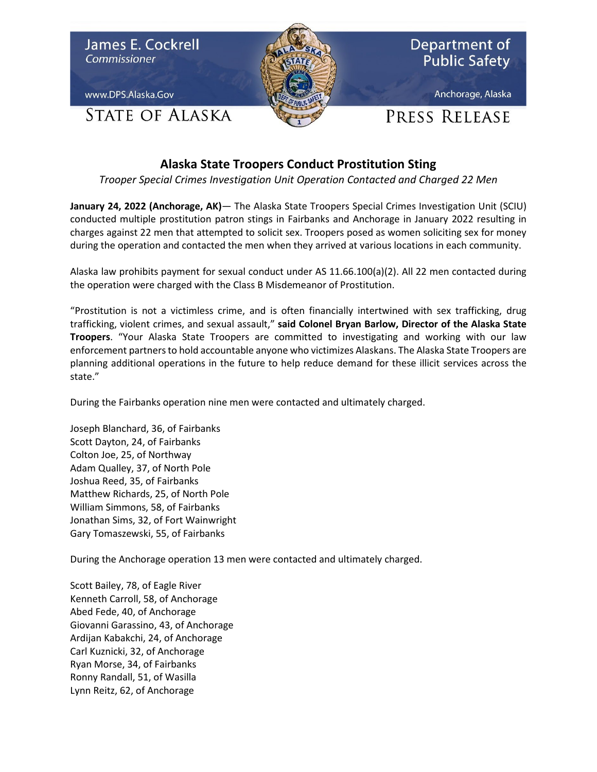James E. Cockrell
*Commissioner*

www.DPS.Alaska.Gov

STATE OF ALASKA

Department of Public Safety

Anchorage, Alaska

PRESS RELEASE

## Alaska State Troopers Conduct Prostitution Sting

*Trooper Special Crimes Investigation Unit Operation Contacted and Charged 22 Men*

**January 24, 2022 (Anchorage, AK)**— The Alaska State Troopers Special Crimes Investigation Unit (SCIU) conducted multiple prostitution patron stings in Fairbanks and Anchorage in January 2022 resulting in charges against 22 men that attempted to solicit sex. Troopers posed as women soliciting sex for money during the operation and contacted the men when they arrived at various locations in each community.

Alaska law prohibits payment for sexual conduct under AS 11.66.100(a)(2). All 22 men contacted during the operation were charged with the Class B Misdemeanor of Prostitution.

"Prostitution is not a victimless crime, and is often financially intertwined with sex trafficking, drug trafficking, violent crimes, and sexual assault," **said Colonel Bryan Barlow, Director of the Alaska State Troopers**. "Your Alaska State Troopers are committed to investigating and working with our law enforcement partners to hold accountable anyone who victimizes Alaskans. The Alaska State Troopers are planning additional operations in the future to help reduce demand for these illicit services across the state."

During the Fairbanks operation nine men were contacted and ultimately charged.

Joseph Blanchard, 36, of Fairbanks
Scott Dayton, 24, of Fairbanks
Colton Joe, 25, of Northway
Adam Qualley, 37, of North Pole
Joshua Reed, 35, of Fairbanks
Matthew Richards, 25, of North Pole
William Simmons, 58, of Fairbanks
Jonathan Sims, 32, of Fort Wainwright
Gary Tomaszewski, 55, of Fairbanks

During the Anchorage operation 13 men were contacted and ultimately charged.

Scott Bailey, 78, of Eagle River
Kenneth Carroll, 58, of Anchorage
Abed Fede, 40, of Anchorage
Giovanni Garassino, 43, of Anchorage
Ardijan Kabakchi, 24, of Anchorage
Carl Kuznicki, 32, of Anchorage
Ryan Morse, 34, of Fairbanks
Ronny Randall, 51, of Wasilla
Lynn Reitz, 62, of Anchorage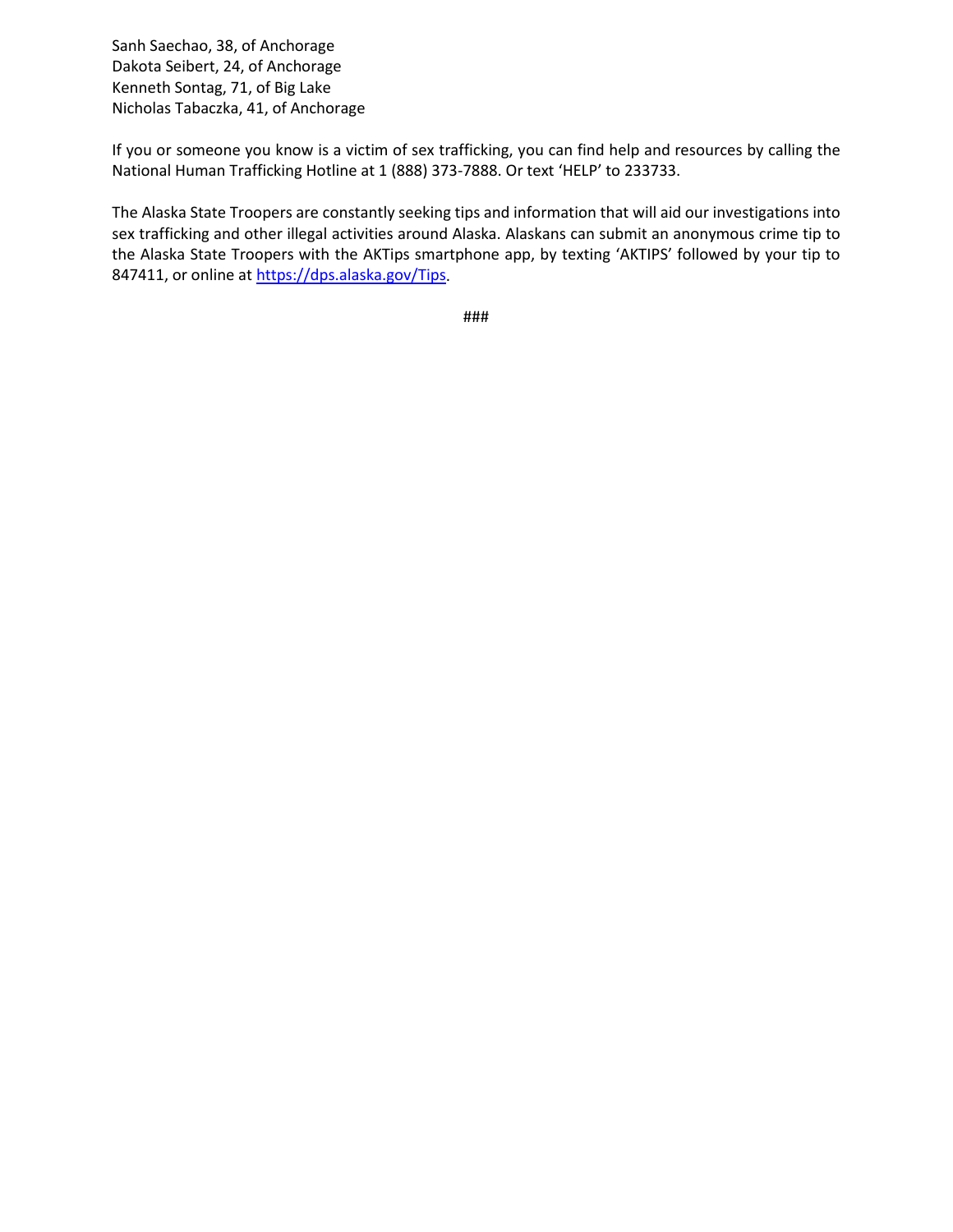Sanh Saechao, 38, of Anchorage
Dakota Seibert, 24, of Anchorage
Kenneth Sontag, 71, of Big Lake
Nicholas Tabaczka, 41, of Anchorage

If you or someone you know is a victim of sex trafficking, you can find help and resources by calling the National Human Trafficking Hotline at 1 (888) 373-7888. Or text 'HELP' to 233733.

The Alaska State Troopers are constantly seeking tips and information that will aid our investigations into sex trafficking and other illegal activities around Alaska. Alaskans can submit an anonymous crime tip to the Alaska State Troopers with the AKTips smartphone app, by texting 'AKTIPS' followed by your tip to 847411, or online at [https://dps.alaska.gov/Tips](https://dps.alaska.gov/Tips).

###